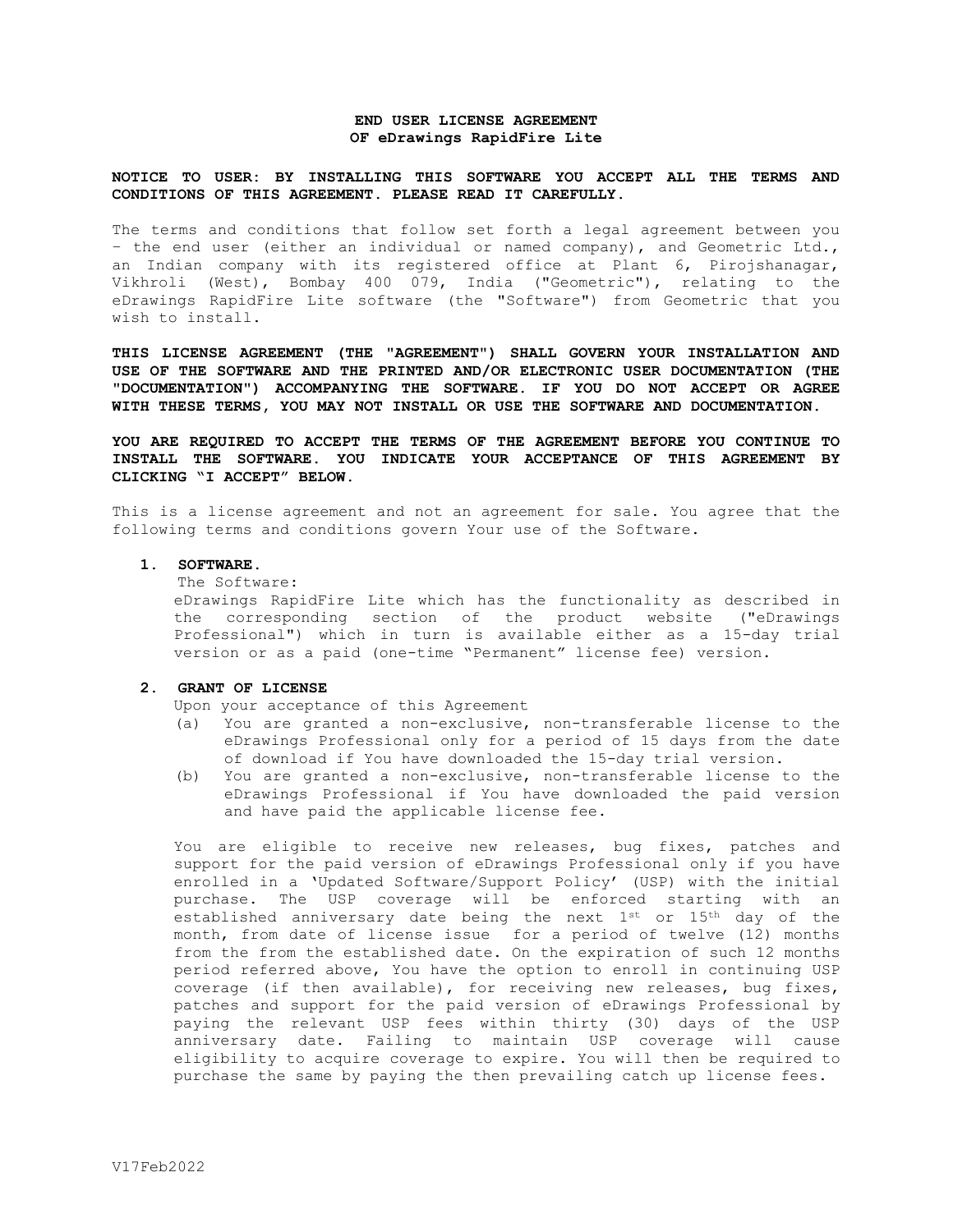# END USER LICENSE AGREEMENT OF eDrawings RapidFire Lite

**NOTICE TO USER: BY INSTALLING THIS SOFTWARE YOU ACCEPT ALL THE TERMS AND CONDITIONS OF THIS AGREEMENT. PLEASE READ IT CAREFULLY.**

The terms and conditions that follow set forth a legal agreement between you – the end user (either an individual or named company), and Geometric Ltd., an Indian company with its registered office at Plant 6, Pirojshanagar, Vikhroli (West), Bombay 400 079, India ("Geometric"), relating to the eDrawings RapidFire Lite software (the "Software") from Geometric that you wish to install.

**THIS LICENSE AGREEMENT (THE "AGREEMENT") SHALL GOVERN YOUR INSTALLATION AND USE OF THE SOFTWARE AND THE PRINTED AND/OR ELECTRONIC USER DOCUMENTATION (THE "DOCUMENTATION") ACCOMPANYING THE SOFTWARE. IF YOU DO NOT ACCEPT OR AGREE WITH THESE TERMS, YOU MAY NOT INSTALL OR USE THE SOFTWARE AND DOCUMENTATION.**

**YOU ARE REQUIRED TO ACCEPT THE TERMS OF THE AGREEMENT BEFORE YOU CONTINUE TO INSTALL THE SOFTWARE. YOU INDICATE YOUR ACCEPTANCE OF THIS AGREEMENT BY CLICKING "I ACCEPT" BELOW.**

This is a license agreement and not an agreement for sale. You agree that the following terms and conditions govern Your use of the Software.

## 1. SOFTWARE.

The Software:
eDrawings RapidFire Lite which has the functionality as described in the corresponding section of the product website ("eDrawings Professional") which in turn is available either as a 15-day trial version or as a paid (one-time "Permanent" license fee) version.

## 2. GRANT OF LICENSE

Upon your acceptance of this Agreement

(a) You are granted a non-exclusive, non-transferable license to the eDrawings Professional only for a period of 15 days from the date of download if You have downloaded the 15-day trial version.

(b) You are granted a non-exclusive, non-transferable license to the eDrawings Professional if You have downloaded the paid version and have paid the applicable license fee.

You are eligible to receive new releases, bug fixes, patches and support for the paid version of eDrawings Professional only if you have enrolled in a 'Updated Software/Support Policy' (USP) with the initial purchase. The USP coverage will be enforced starting with an established anniversary date being the next 1st or 15th day of the month, from date of license issue for a period of twelve (12) months from the from the established date. On the expiration of such 12 months period referred above, You have the option to enroll in continuing USP coverage (if then available), for receiving new releases, bug fixes, patches and support for the paid version of eDrawings Professional by paying the relevant USP fees within thirty (30) days of the USP anniversary date. Failing to maintain USP coverage will cause eligibility to acquire coverage to expire. You will then be required to purchase the same by paying the then prevailing catch up license fees.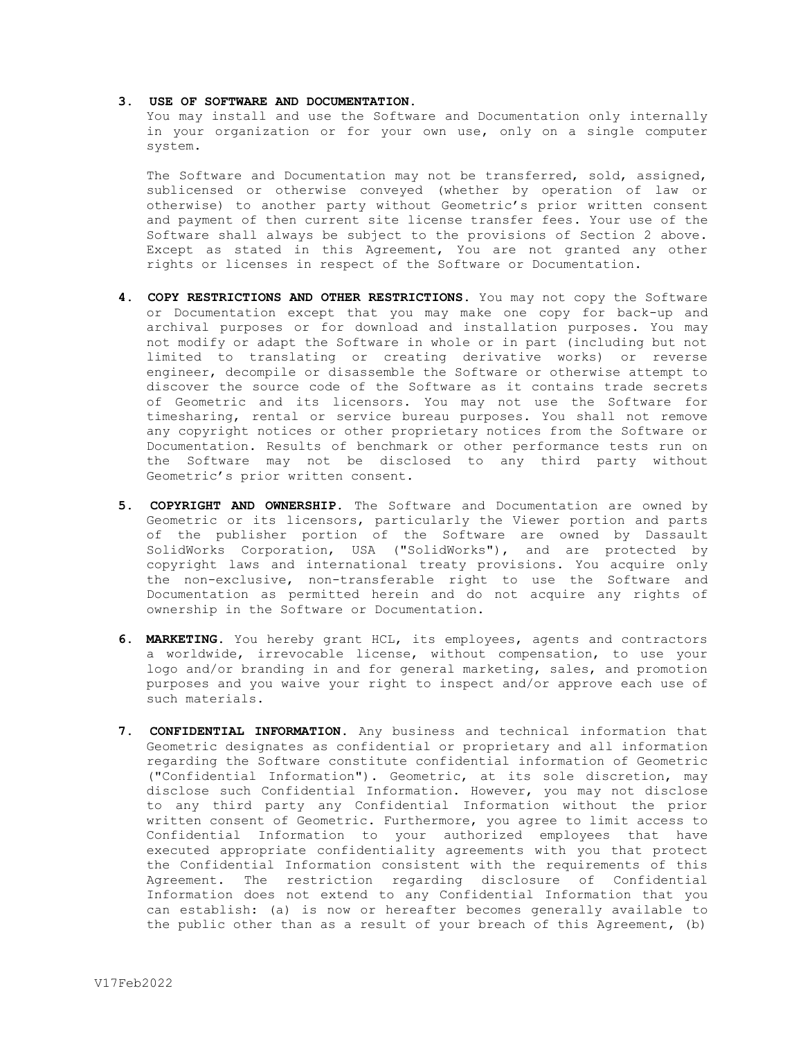**3. USE OF SOFTWARE AND DOCUMENTATION.**
You may install and use the Software and Documentation only internally in your organization or for your own use, only on a single computer system.

The Software and Documentation may not be transferred, sold, assigned, sublicensed or otherwise conveyed (whether by operation of law or otherwise) to another party without Geometric's prior written consent and payment of then current site license transfer fees. Your use of the Software shall always be subject to the provisions of Section 2 above. Except as stated in this Agreement, You are not granted any other rights or licenses in respect of the Software or Documentation.

**4. COPY RESTRICTIONS AND OTHER RESTRICTIONS.** You may not copy the Software or Documentation except that you may make one copy for back-up and archival purposes or for download and installation purposes. You may not modify or adapt the Software in whole or in part (including but not limited to translating or creating derivative works) or reverse engineer, decompile or disassemble the Software or otherwise attempt to discover the source code of the Software as it contains trade secrets of Geometric and its licensors. You may not use the Software for timesharing, rental or service bureau purposes. You shall not remove any copyright notices or other proprietary notices from the Software or Documentation. Results of benchmark or other performance tests run on the Software may not be disclosed to any third party without Geometric's prior written consent.

**5. COPYRIGHT AND OWNERSHIP.** The Software and Documentation are owned by Geometric or its licensors, particularly the Viewer portion and parts of the publisher portion of the Software are owned by Dassault SolidWorks Corporation, USA ("SolidWorks"), and are protected by copyright laws and international treaty provisions. You acquire only the non-exclusive, non-transferable right to use the Software and Documentation as permitted herein and do not acquire any rights of ownership in the Software or Documentation.

**6. MARKETING.** You hereby grant HCL, its employees, agents and contractors a worldwide, irrevocable license, without compensation, to use your logo and/or branding in and for general marketing, sales, and promotion purposes and you waive your right to inspect and/or approve each use of such materials.

**7. CONFIDENTIAL INFORMATION.** Any business and technical information that Geometric designates as confidential or proprietary and all information regarding the Software constitute confidential information of Geometric ("Confidential Information"). Geometric, at its sole discretion, may disclose such Confidential Information. However, you may not disclose to any third party any Confidential Information without the prior written consent of Geometric. Furthermore, you agree to limit access to Confidential Information to your authorized employees that have executed appropriate confidentiality agreements with you that protect the Confidential Information consistent with the requirements of this Agreement. The restriction regarding disclosure of Confidential Information does not extend to any Confidential Information that you can establish: (a) is now or hereafter becomes generally available to the public other than as a result of your breach of this Agreement, (b)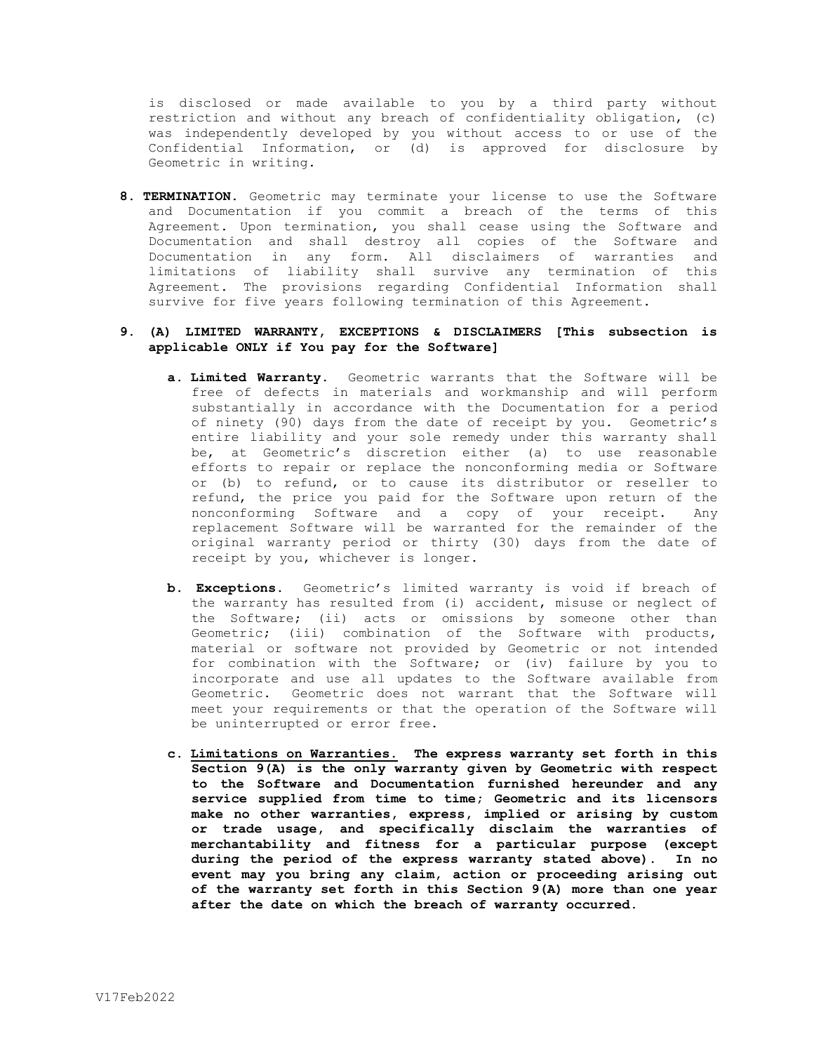is disclosed or made available to you by a third party without restriction and without any breach of confidentiality obligation, (c) was independently developed by you without access to or use of the Confidential Information, or (d) is approved for disclosure by Geometric in writing.

8. **TERMINATION.** Geometric may terminate your license to use the Software and Documentation if you commit a breach of the terms of this Agreement. Upon termination, you shall cease using the Software and Documentation and shall destroy all copies of the Software and Documentation in any form. All disclaimers of warranties and limitations of liability shall survive any termination of this Agreement. The provisions regarding Confidential Information shall survive for five years following termination of this Agreement.

9. **(A) LIMITED WARRANTY, EXCEPTIONS & DISCLAIMERS [This subsection is applicable ONLY if You pay for the Software]**

   a. **Limited Warranty.** Geometric warrants that the Software will be free of defects in materials and workmanship and will perform substantially in accordance with the Documentation for a period of ninety (90) days from the date of receipt by you. Geometric's entire liability and your sole remedy under this warranty shall be, at Geometric's discretion either (a) to use reasonable efforts to repair or replace the nonconforming media or Software or (b) to refund, or to cause its distributor or reseller to refund, the price you paid for the Software upon return of the nonconforming Software and a copy of your receipt. Any replacement Software will be warranted for the remainder of the original warranty period or thirty (30) days from the date of receipt by you, whichever is longer.

   b. **Exceptions.** Geometric's limited warranty is void if breach of the warranty has resulted from (i) accident, misuse or neglect of the Software; (ii) acts or omissions by someone other than Geometric; (iii) combination of the Software with products, material or software not provided by Geometric or not intended for combination with the Software; or (iv) failure by you to incorporate and use all updates to the Software available from Geometric. Geometric does not warrant that the Software will meet your requirements or that the operation of the Software will be uninterrupted or error free.

   c. **Limitations on Warranties. The express warranty set forth in this Section 9(A) is the only warranty given by Geometric with respect to the Software and Documentation furnished hereunder and any service supplied from time to time; Geometric and its licensors make no other warranties, express, implied or arising by custom or trade usage, and specifically disclaim the warranties of merchantability and fitness for a particular purpose (except during the period of the express warranty stated above). In no event may you bring any claim, action or proceeding arising out of the warranty set forth in this Section 9(A) more than one year after the date on which the breach of warranty occurred.**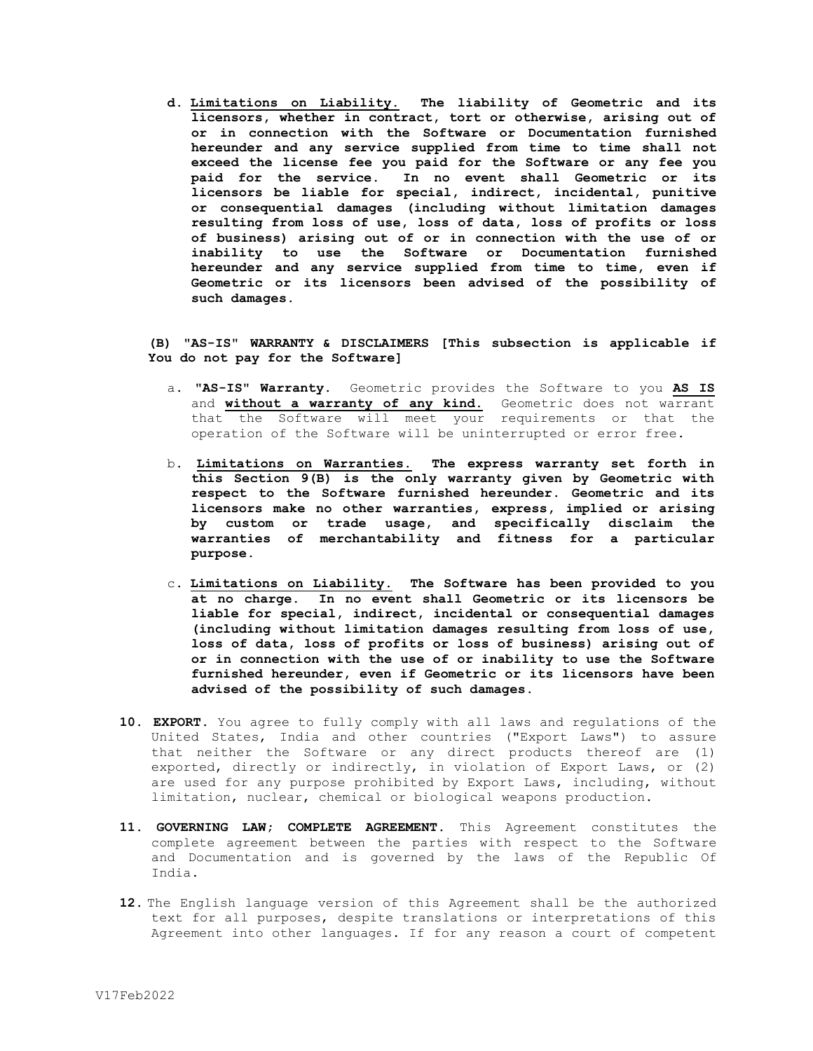d. **Limitations on Liability.** **The liability of Geometric and its licensors, whether in contract, tort or otherwise, arising out of or in connection with the Software or Documentation furnished hereunder and any service supplied from time to time shall not exceed the license fee you paid for the Software or any fee you paid for the service. In no event shall Geometric or its licensors be liable for special, indirect, incidental, punitive or consequential damages (including without limitation damages resulting from loss of use, loss of data, loss of profits or loss of business) arising out of or in connection with the use of or inability to use the Software or Documentation furnished hereunder and any service supplied from time to time, even if Geometric or its licensors been advised of the possibility of such damages.**

**(B) "AS-IS" WARRANTY & DISCLAIMERS [This subsection is applicable if You do not pay for the Software]**

a. **"AS-IS" Warranty.** Geometric provides the Software to you **AS IS** and **without a warranty of any kind.** Geometric does not warrant that the Software will meet your requirements or that the operation of the Software will be uninterrupted or error free.

b. **Limitations on Warranties.** **The express warranty set forth in this Section 9(B) is the only warranty given by Geometric with respect to the Software furnished hereunder. Geometric and its licensors make no other warranties, express, implied or arising by custom or trade usage, and specifically disclaim the warranties of merchantability and fitness for a particular purpose.**

c. **Limitations on Liability.** **The Software has been provided to you at no charge. In no event shall Geometric or its licensors be liable for special, indirect, incidental or consequential damages (including without limitation damages resulting from loss of use, loss of data, loss of profits or loss of business) arising out of or in connection with the use of or inability to use the Software furnished hereunder, even if Geometric or its licensors have been advised of the possibility of such damages.**

**10. EXPORT.** You agree to fully comply with all laws and regulations of the United States, India and other countries ("Export Laws") to assure that neither the Software or any direct products thereof are (1) exported, directly or indirectly, in violation of Export Laws, or (2) are used for any purpose prohibited by Export Laws, including, without limitation, nuclear, chemical or biological weapons production.

**11. GOVERNING LAW; COMPLETE AGREEMENT.** This Agreement constitutes the complete agreement between the parties with respect to the Software and Documentation and is governed by the laws of the Republic Of India.

**12.** The English language version of this Agreement shall be the authorized text for all purposes, despite translations or interpretations of this Agreement into other languages. If for any reason a court of competent

V17Feb2022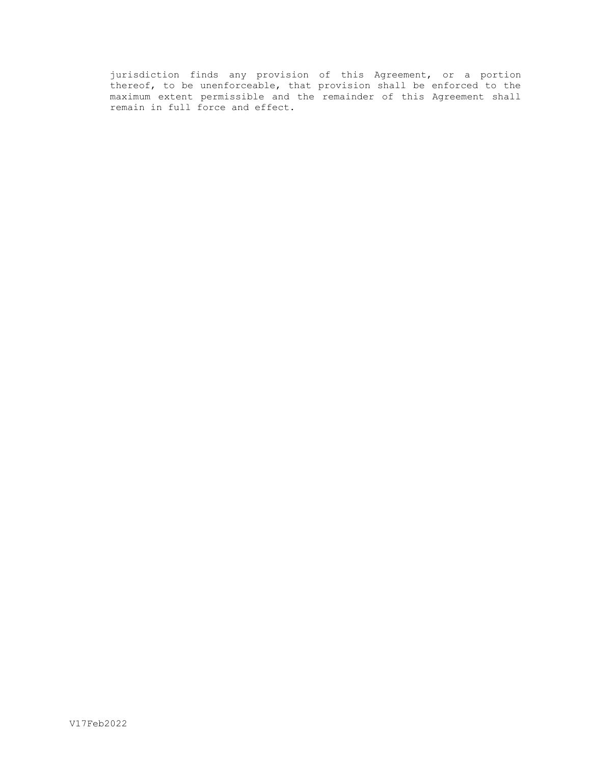jurisdiction finds any provision of this Agreement, or a portion thereof, to be unenforceable, that provision shall be enforced to the maximum extent permissible and the remainder of this Agreement shall remain in full force and effect.